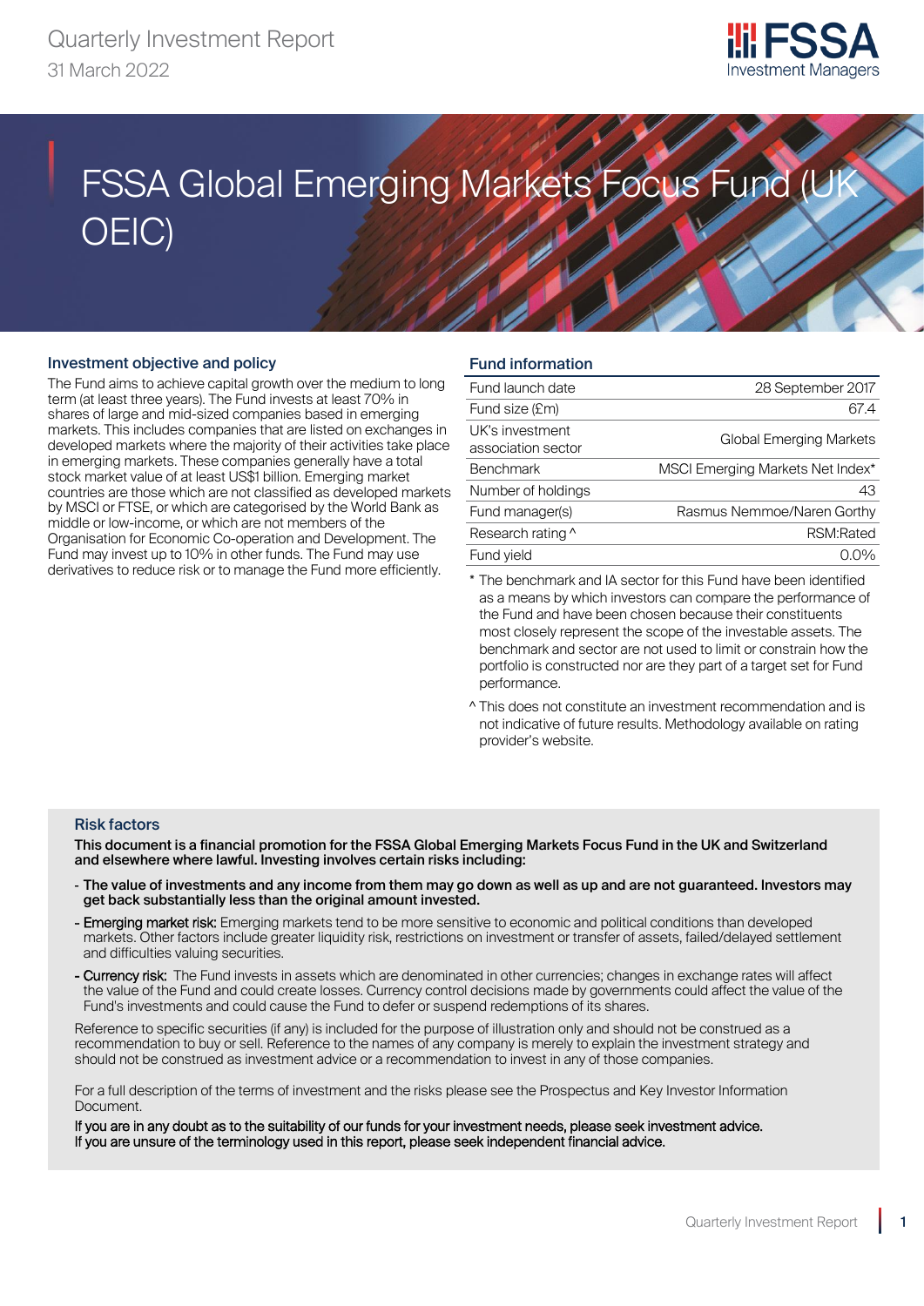Quarterly Investment Report
31 March 2022

# FSSA Global Emerging Markets Focus Fund (UK OEIC)

## Investment objective and policy

The Fund aims to achieve capital growth over the medium to long term (at least three years). The Fund invests at least 70% in shares of large and mid-sized companies based in emerging markets. This includes companies that are listed on exchanges in developed markets where the majority of their activities take place in emerging markets. These companies generally have a total stock market value of at least US$1 billion. Emerging market countries are those which are not classified as developed markets by MSCI or FTSE, or which are categorised by the World Bank as middle or low-income, or which are not members of the Organisation for Economic Co-operation and Development. The Fund may invest up to 10% in other funds. The Fund may use derivatives to reduce risk or to manage the Fund more efficiently.

## Fund information

| | |
|---|---|
| Fund launch date | 28 September 2017 |
| Fund size (£m) | 67.4 |
| UK's investment association sector | Global Emerging Markets |
| Benchmark | MSCI Emerging Markets Net Index* |
| Number of holdings | 43 |
| Fund manager(s) | Rasmus Nemmoe/Naren Gorthy |
| Research rating ^ | RSM:Rated |
| Fund yield | 0.0% |

* The benchmark and IA sector for this Fund have been identified as a means by which investors can compare the performance of the Fund and have been chosen because their constituents most closely represent the scope of the investable assets. The benchmark and sector are not used to limit or constrain how the portfolio is constructed nor are they part of a target set for Fund performance.

^ This does not constitute an investment recommendation and is not indicative of future results. Methodology available on rating provider's website.

## Risk factors

**This document is a financial promotion for the FSSA Global Emerging Markets Focus Fund in the UK and Switzerland and elsewhere where lawful. Investing involves certain risks including:**

- **The value of investments and any income from them may go down as well as up and are not guaranteed. Investors may get back substantially less than the original amount invested.**
- **Emerging market risk:** Emerging markets tend to be more sensitive to economic and political conditions than developed markets. Other factors include greater liquidity risk, restrictions on investment or transfer of assets, failed/delayed settlement and difficulties valuing securities.
- **Currency risk:** The Fund invests in assets which are denominated in other currencies; changes in exchange rates will affect the value of the Fund and could create losses. Currency control decisions made by governments could affect the value of the Fund's investments and could cause the Fund to defer or suspend redemptions of its shares.

Reference to specific securities (if any) is included for the purpose of illustration only and should not be construed as a recommendation to buy or sell. Reference to the names of any company is merely to explain the investment strategy and should not be construed as investment advice or a recommendation to invest in any of those companies.

For a full description of the terms of investment and the risks please see the Prospectus and Key Investor Information Document.

**If you are in any doubt as to the suitability of our funds for your investment needs, please seek investment advice. If you are unsure of the terminology used in this report, please seek independent financial advice.**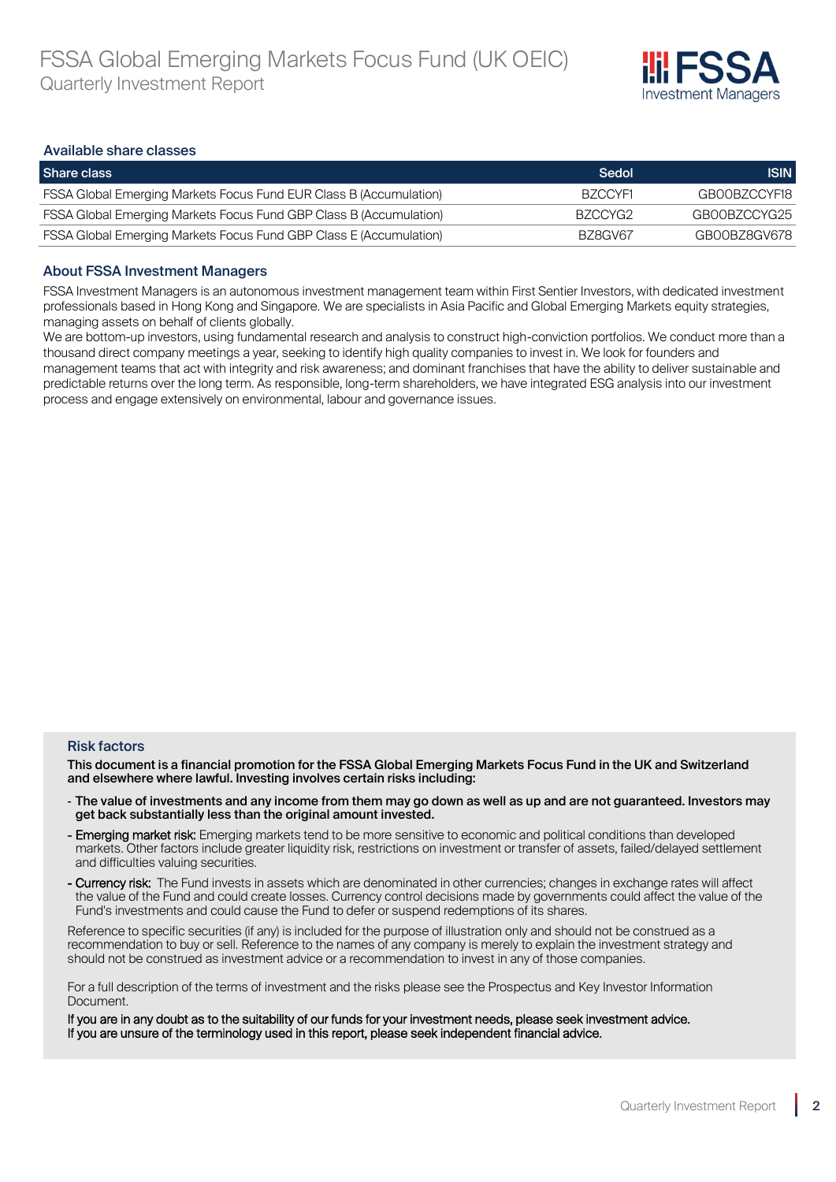## Available share classes

| Share class | Sedol | ISIN |
|---|---|---|
| FSSA Global Emerging Markets Focus Fund EUR Class B (Accumulation) | BZCCYF1 | GB00BZCCYF18 |
| FSSA Global Emerging Markets Focus Fund GBP Class B (Accumulation) | BZCCYG2 | GB00BZCCYG25 |
| FSSA Global Emerging Markets Focus Fund GBP Class E (Accumulation) | BZ8GV67 | GB00BZ8GV678 |

## About FSSA Investment Managers

FSSA Investment Managers is an autonomous investment management team within First Sentier Investors, with dedicated investment professionals based in Hong Kong and Singapore. We are specialists in Asia Pacific and Global Emerging Markets equity strategies, managing assets on behalf of clients globally.

We are bottom-up investors, using fundamental research and analysis to construct high-conviction portfolios. We conduct more than a thousand direct company meetings a year, seeking to identify high quality companies to invest in. We look for founders and management teams that act with integrity and risk awareness; and dominant franchises that have the ability to deliver sustainable and predictable returns over the long term. As responsible, long-term shareholders, we have integrated ESG analysis into our investment process and engage extensively on environmental, labour and governance issues.

### Risk factors

**This document is a financial promotion for the FSSA Global Emerging Markets Focus Fund in the UK and Switzerland and elsewhere where lawful. Investing involves certain risks including:**

- **The value of investments and any income from them may go down as well as up and are not guaranteed. Investors may get back substantially less than the original amount invested.**
- Emerging market risk: Emerging markets tend to be more sensitive to economic and political conditions than developed markets. Other factors include greater liquidity risk, restrictions on investment or transfer of assets, failed/delayed settlement and difficulties valuing securities.
- Currency risk: The Fund invests in assets which are denominated in other currencies; changes in exchange rates will affect the value of the Fund and could create losses. Currency control decisions made by governments could affect the value of the Fund's investments and could cause the Fund to defer or suspend redemptions of its shares.

Reference to specific securities (if any) is included for the purpose of illustration only and should not be construed as a recommendation to buy or sell. Reference to the names of any company is merely to explain the investment strategy and should not be construed as investment advice or a recommendation to invest in any of those companies.

For a full description of the terms of investment and the risks please see the Prospectus and Key Investor Information Document.

If you are in any doubt as to the suitability of our funds for your investment needs, please seek investment advice.
If you are unsure of the terminology used in this report, please seek independent financial advice.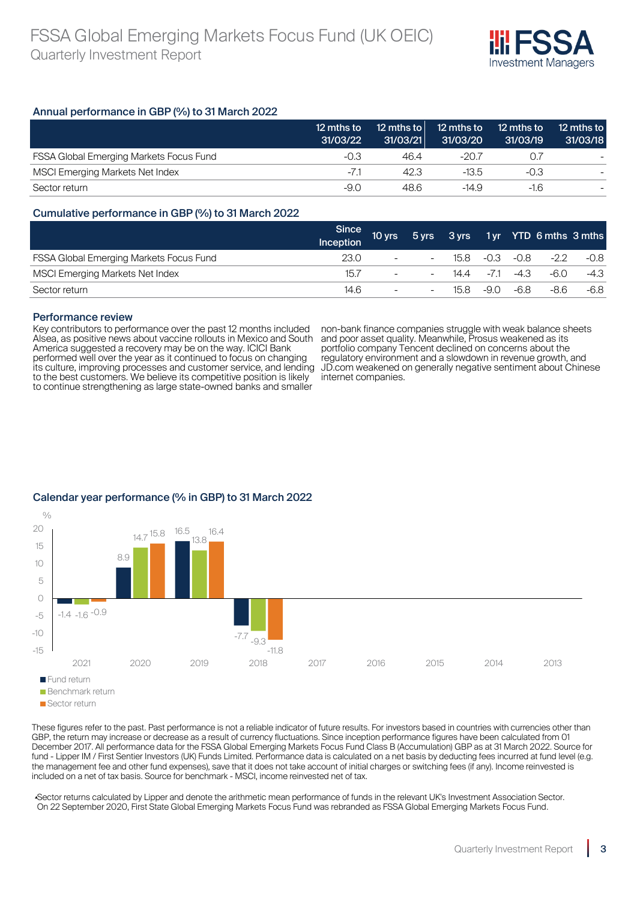## Annual performance in GBP (%) to 31 March 2022

| | 12 mths to 31/03/22 | 12 mths to 31/03/21 | 12 mths to 31/03/20 | 12 mths to 31/03/19 | 12 mths to 31/03/18 |
|---|---|---|---|---|---|
| FSSA Global Emerging Markets Focus Fund | -0.3 | 46.4 | -20.7 | 0.7 | - |
| MSCI Emerging Markets Net Index | -7.1 | 42.3 | -13.5 | -0.3 | - |
| Sector return | -9.0 | 48.6 | -14.9 | -1.6 | - |

## Cumulative performance in GBP (%) to 31 March 2022

| | Since Inception | 10 yrs | 5 yrs | 3 yrs | 1 yr | YTD | 6 mths | 3 mths |
|---|---|---|---|---|---|---|---|---|
| FSSA Global Emerging Markets Focus Fund | 23.0 | - | - | 15.8 | -0.3 | -0.8 | -2.2 | -0.8 |
| MSCI Emerging Markets Net Index | 15.7 | - | - | 14.4 | -7.1 | -4.3 | -6.0 | -4.3 |
| Sector return | 14.6 | - | - | 15.8 | -9.0 | -6.8 | -8.6 | -6.8 |

## Performance review

Key contributors to performance over the past 12 months included Alsea, as positive news about vaccine rollouts in Mexico and South America suggested a recovery may be on the way. ICICI Bank performed well over the year as it continued to focus on changing its culture, improving processes and customer service, and lending to the best customers. We believe its competitive position is likely to continue strengthening as large state-owned banks and smaller non-bank finance companies struggle with weak balance sheets and poor asset quality. Meanwhile, Prosus weakened as its portfolio company Tencent declined on concerns about the regulatory environment and a slowdown in revenue growth, and JD.com weakened on generally negative sentiment about Chinese internet companies.

## Calendar year performance (% in GBP) to 31 March 2022

| % | 2021 | 2020 | 2019 | 2018 | 2017 | 2016 | 2015 | 2014 | 2013 |
|---|---|---|---|---|---|---|---|---|---|
| Fund return | -1.4 | 8.9 | 16.5 | -7.7 | | | | | |
| Benchmark return | -1.6 | 14.7 | 13.8 | -9.3 | | | | | |
| Sector return | -0.9 | 15.8 | 16.4 | -11.8 | | | | | |

These figures refer to the past. Past performance is not a reliable indicator of future results. For investors based in countries with currencies other than GBP, the return may increase or decrease as a result of currency fluctuations. Since inception performance figures have been calculated from 01 December 2017. All performance data for the FSSA Global Emerging Markets Focus Fund Class B (Accumulation) GBP as at 31 March 2022. Source for fund - Lipper IM / First Sentier Investors (UK) Funds Limited. Performance data is calculated on a net basis by deducting fees incurred at fund level (e.g. the management fee and other fund expenses), save that it does not take account of initial charges or switching fees (if any). Income reinvested is included on a net of tax basis. Source for benchmark - MSCI, income reinvested net of tax.

•Sector returns calculated by Lipper and denote the arithmetic mean performance of funds in the relevant UK's Investment Association Sector. On 22 September 2020, First State Global Emerging Markets Focus Fund was rebranded as FSSA Global Emerging Markets Focus Fund.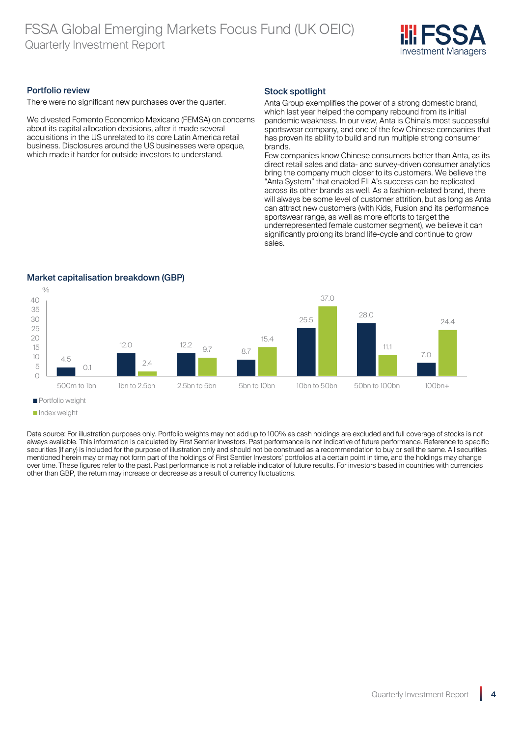## Portfolio review

There were no significant new purchases over the quarter.

We divested Fomento Economico Mexicano (FEMSA) on concerns about its capital allocation decisions, after it made several acquisitions in the US unrelated to its core Latin America retail business. Disclosures around the US businesses were opaque, which made it harder for outside investors to understand.

## Stock spotlight

Anta Group exemplifies the power of a strong domestic brand, which last year helped the company rebound from its initial pandemic weakness. In our view, Anta is China's most successful sportswear company, and one of the few Chinese companies that has proven its ability to build and run multiple strong consumer brands.

Few companies know Chinese consumers better than Anta, as its direct retail sales and data- and survey-driven consumer analytics bring the company much closer to its customers. We believe the "Anta System" that enabled FILA's success can be replicated across its other brands as well. As a fashion-related brand, there will always be some level of customer attrition, but as long as Anta can attract new customers (with Kids, Fusion and its performance sportswear range, as well as more efforts to target the underrepresented female customer segment), we believe it can significantly prolong its brand life-cycle and continue to grow sales.

## Market capitalisation breakdown (GBP)

| % | 500m to 1bn | 1bn to 2.5bn | 2.5bn to 5bn | 5bn to 10bn | 10bn to 50bn | 50bn to 100bn | 100bn+ |
|---|---|---|---|---|---|---|---|
| Portfolio weight | 4.5 | 12.0 | 12.2 | 8.7 | 25.5 | 28.0 | 7.0 |
| Index weight | 0.1 | 2.4 | 9.7 | 15.4 | 37.0 | 11.1 | 24.4 |

Data source: For illustration purposes only. Portfolio weights may not add up to 100% as cash holdings are excluded and full coverage of stocks is not always available. This information is calculated by First Sentier Investors. Past performance is not indicative of future performance. Reference to specific securities (if any) is included for the purpose of illustration only and should not be construed as a recommendation to buy or sell the same. All securities mentioned herein may or may not form part of the holdings of First Sentier Investors' portfolios at a certain point in time, and the holdings may change over time. These figures refer to the past. Past performance is not a reliable indicator of future results. For investors based in countries with currencies other than GBP, the return may increase or decrease as a result of currency fluctuations.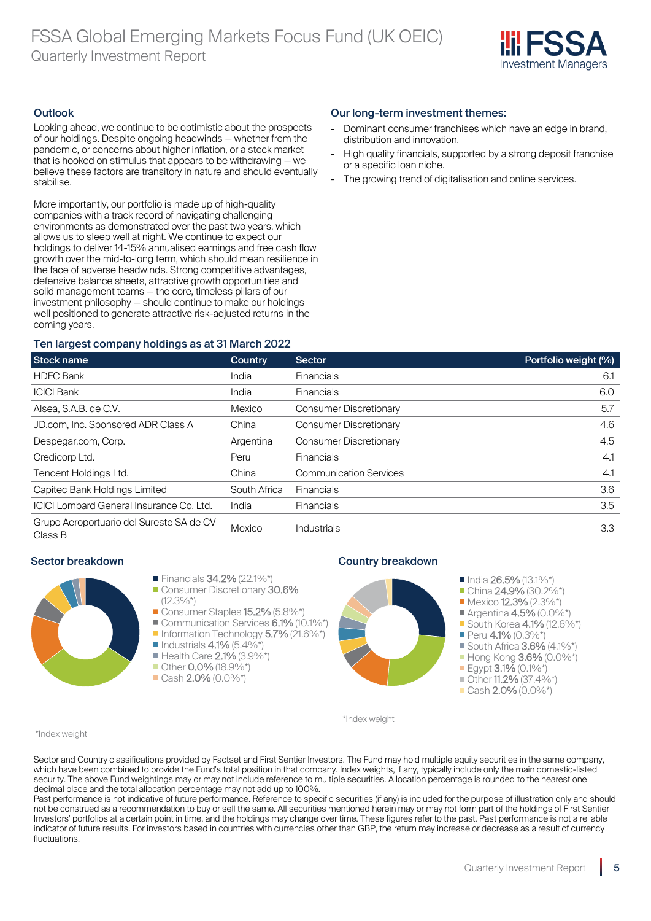## Outlook

Looking ahead, we continue to be optimistic about the prospects of our holdings. Despite ongoing headwinds — whether from the pandemic, or concerns about higher inflation, or a stock market that is hooked on stimulus that appears to be withdrawing — we believe these factors are transitory in nature and should eventually stabilise.

More importantly, our portfolio is made up of high-quality companies with a track record of navigating challenging environments as demonstrated over the past two years, which allows us to sleep well at night. We continue to expect our holdings to deliver 14-15% annualised earnings and free cash flow growth over the mid-to-long term, which should mean resilience in the face of adverse headwinds. Strong competitive advantages, defensive balance sheets, attractive growth opportunities and solid management teams — the core, timeless pillars of our investment philosophy — should continue to make our holdings well positioned to generate attractive risk-adjusted returns in the coming years.

## Our long-term investment themes:

- Dominant consumer franchises which have an edge in brand, distribution and innovation.
- High quality financials, supported by a strong deposit franchise or a specific loan niche.
- The growing trend of digitalisation and online services.

## Ten largest company holdings as at 31 March 2022

| Stock name | Country | Sector | Portfolio weight (%) |
|---|---|---|---|
| HDFC Bank | India | Financials | 6.1 |
| ICICI Bank | India | Financials | 6.0 |
| Alsea, S.A.B. de C.V. | Mexico | Consumer Discretionary | 5.7 |
| JD.com, Inc. Sponsored ADR Class A | China | Consumer Discretionary | 4.6 |
| Despegar.com, Corp. | Argentina | Consumer Discretionary | 4.5 |
| Credicorp Ltd. | Peru | Financials | 4.1 |
| Tencent Holdings Ltd. | China | Communication Services | 4.1 |
| Capitec Bank Holdings Limited | South Africa | Financials | 3.6 |
| ICICI Lombard General Insurance Co. Ltd. | India | Financials | 3.5 |
| Grupo Aeroportuario del Sureste SA de CV Class B | Mexico | Industrials | 3.3 |

## Sector breakdown

- Financials **34.2%** (22.1%*)
- Consumer Discretionary **30.6%** (12.3%*)
- Consumer Staples **15.2%** (5.8%*)
- Communication Services **6.1%** (10.1%*)
- Information Technology **5.7%** (21.6%*)
- Industrials **4.1%** (5.4%*)
- Health Care **2.1%** (3.9%*)
- Other **0.0%** (18.9%*)
- Cash **2.0%** (0.0%*)

*Index weight

## Country breakdown

- India **26.5%** (13.1%*)
- China **24.9%** (30.2%*)
- Mexico **12.3%** (2.3%*)
- Argentina **4.5%** (0.0%*)
- South Korea **4.1%** (12.6%*)
- Peru **4.1%** (0.3%*)
- South Africa **3.6%** (4.1%*)
- Hong Kong **3.6%** (0.0%*)
- Egypt **3.1%** (0.1%*)
- Other **11.2%** (37.4%*)
- Cash **2.0%** (0.0%*)

*Index weight

Sector and Country classifications provided by Factset and First Sentier Investors. The Fund may hold multiple equity securities in the same company, which have been combined to provide the Fund's total position in that company. Index weights, if any, typically include only the main domestic-listed security. The above Fund weightings may or may not include reference to multiple securities. Allocation percentage is rounded to the nearest one decimal place and the total allocation percentage may not add up to 100%.
Past performance is not indicative of future performance. Reference to specific securities (if any) is included for the purpose of illustration only and should not be construed as a recommendation to buy or sell the same. All securities mentioned herein may or may not form part of the holdings of First Sentier Investors' portfolios at a certain point in time, and the holdings may change over time. These figures refer to the past. Past performance is not a reliable indicator of future results. For investors based in countries with currencies other than GBP, the return may increase or decrease as a result of currency fluctuations.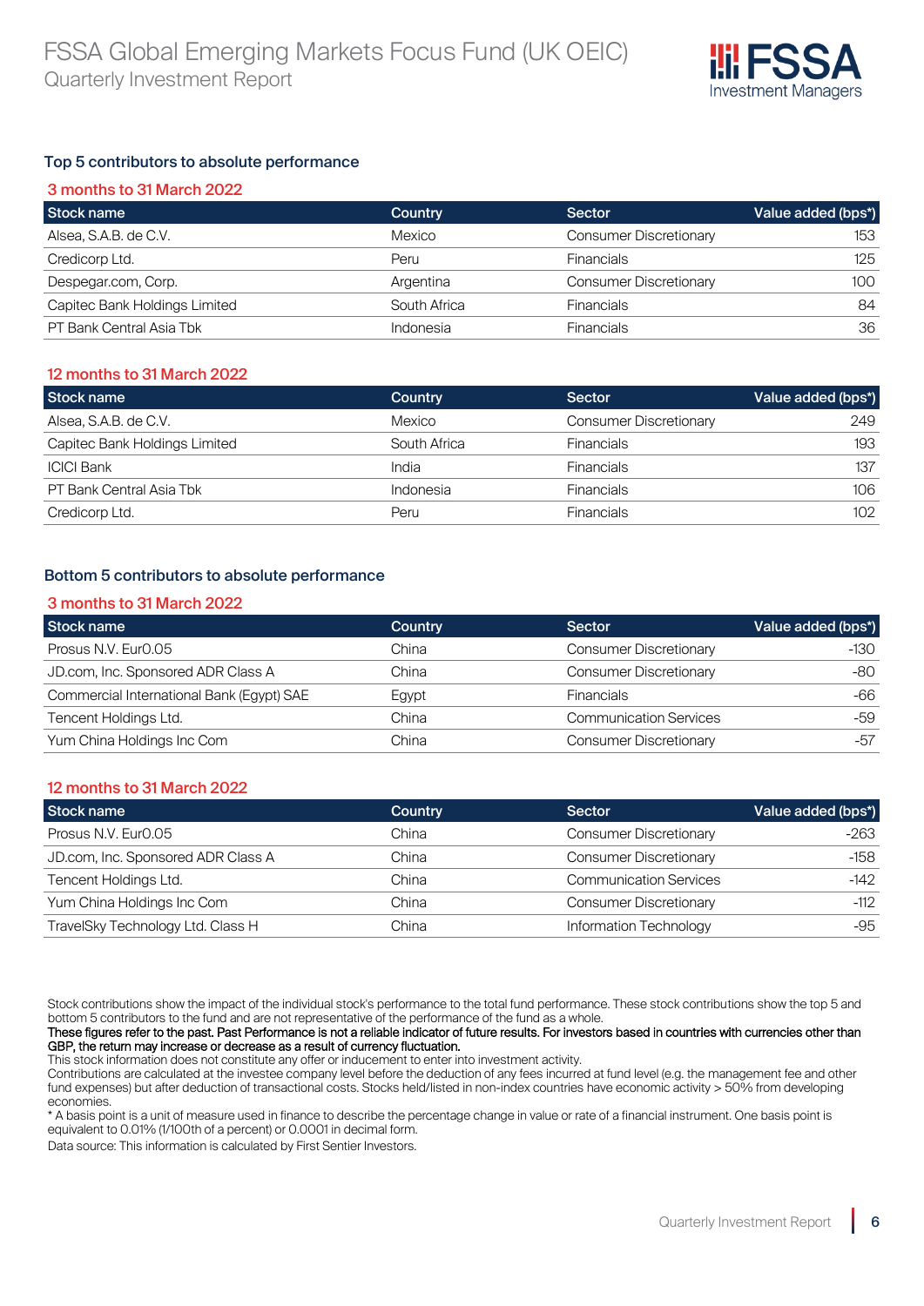## Top 5 contributors to absolute performance

### 3 months to 31 March 2022

| Stock name | Country | Sector | Value added (bps*) |
|---|---|---|---|
| Alsea, S.A.B. de C.V. | Mexico | Consumer Discretionary | 153 |
| Credicorp Ltd. | Peru | Financials | 125 |
| Despegar.com, Corp. | Argentina | Consumer Discretionary | 100 |
| Capitec Bank Holdings Limited | South Africa | Financials | 84 |
| PT Bank Central Asia Tbk | Indonesia | Financials | 36 |

### 12 months to 31 March 2022

| Stock name | Country | Sector | Value added (bps*) |
|---|---|---|---|
| Alsea, S.A.B. de C.V. | Mexico | Consumer Discretionary | 249 |
| Capitec Bank Holdings Limited | South Africa | Financials | 193 |
| ICICI Bank | India | Financials | 137 |
| PT Bank Central Asia Tbk | Indonesia | Financials | 106 |
| Credicorp Ltd. | Peru | Financials | 102 |

## Bottom 5 contributors to absolute performance

### 3 months to 31 March 2022

| Stock name | Country | Sector | Value added (bps*) |
|---|---|---|---|
| Prosus N.V. Eur0.05 | China | Consumer Discretionary | -130 |
| JD.com, Inc. Sponsored ADR Class A | China | Consumer Discretionary | -80 |
| Commercial International Bank (Egypt) SAE | Egypt | Financials | -66 |
| Tencent Holdings Ltd. | China | Communication Services | -59 |
| Yum China Holdings Inc Com | China | Consumer Discretionary | -57 |

### 12 months to 31 March 2022

| Stock name | Country | Sector | Value added (bps*) |
|---|---|---|---|
| Prosus N.V. Eur0.05 | China | Consumer Discretionary | -263 |
| JD.com, Inc. Sponsored ADR Class A | China | Consumer Discretionary | -158 |
| Tencent Holdings Ltd. | China | Communication Services | -142 |
| Yum China Holdings Inc Com | China | Consumer Discretionary | -112 |
| TravelSky Technology Ltd. Class H | China | Information Technology | -95 |

Stock contributions show the impact of the individual stock's performance to the total fund performance. These stock contributions show the top 5 and bottom 5 contributors to the fund and are not representative of the performance of the fund as a whole.

**These figures refer to the past. Past Performance is not a reliable indicator of future results. For investors based in countries with currencies other than GBP, the return may increase or decrease as a result of currency fluctuation.**

This stock information does not constitute any offer or inducement to enter into investment activity.

Contributions are calculated at the investee company level before the deduction of any fees incurred at fund level (e.g. the management fee and other fund expenses) but after deduction of transactional costs. Stocks held/listed in non-index countries have economic activity > 50% from developing economies.

* A basis point is a unit of measure used in finance to describe the percentage change in value or rate of a financial instrument. One basis point is equivalent to 0.01% (1/100th of a percent) or 0.0001 in decimal form.

Data source: This information is calculated by First Sentier Investors.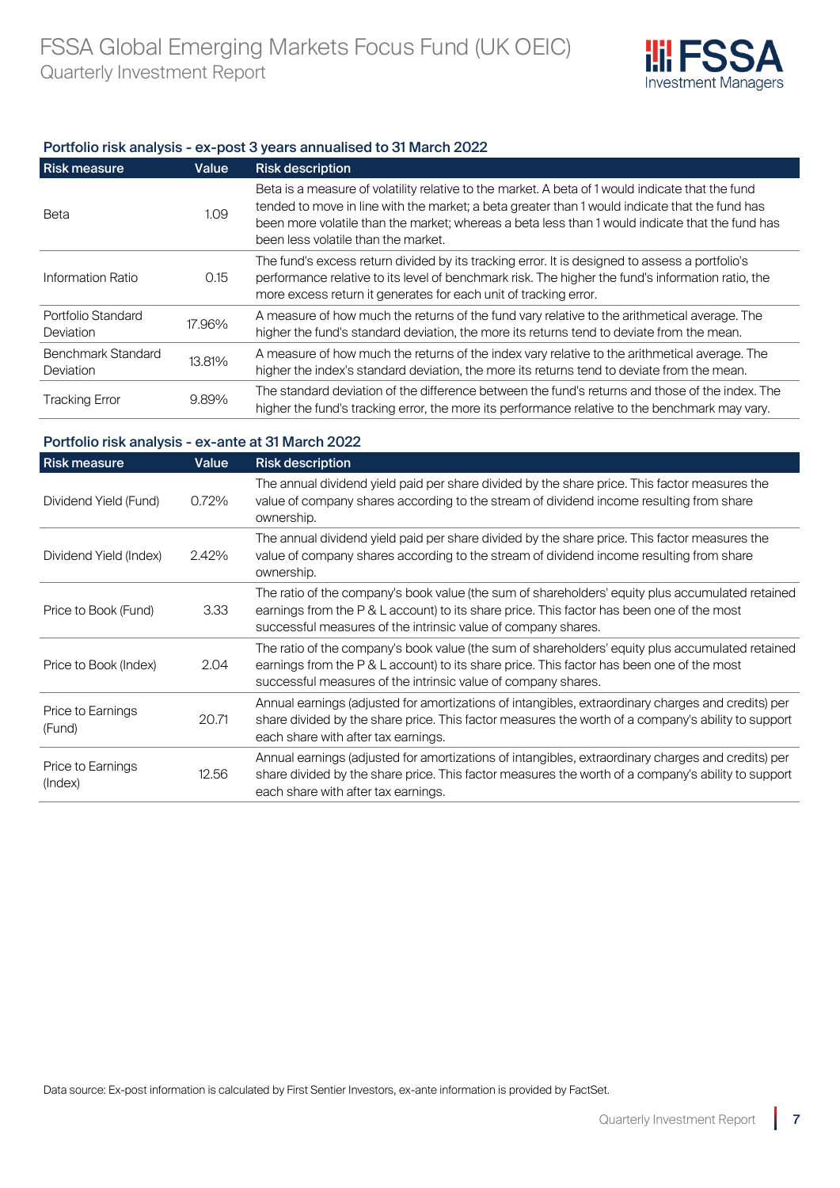### Portfolio risk analysis - ex-post 3 years annualised to 31 March 2022

| Risk measure | Value | Risk description |
|---|---|---|
| Beta | 1.09 | Beta is a measure of volatility relative to the market. A beta of 1 would indicate that the fund tended to move in line with the market; a beta greater than 1 would indicate that the fund has been more volatile than the market; whereas a beta less than 1 would indicate that the fund has been less volatile than the market. |
| Information Ratio | 0.15 | The fund's excess return divided by its tracking error. It is designed to assess a portfolio's performance relative to its level of benchmark risk. The higher the fund's information ratio, the more excess return it generates for each unit of tracking error. |
| Portfolio Standard Deviation | 17.96% | A measure of how much the returns of the fund vary relative to the arithmetical average. The higher the fund's standard deviation, the more its returns tend to deviate from the mean. |
| Benchmark Standard Deviation | 13.81% | A measure of how much the returns of the index vary relative to the arithmetical average. The higher the index's standard deviation, the more its returns tend to deviate from the mean. |
| Tracking Error | 9.89% | The standard deviation of the difference between the fund's returns and those of the index. The higher the fund's tracking error, the more its performance relative to the benchmark may vary. |

### Portfolio risk analysis - ex-ante at 31 March 2022

| Risk measure | Value | Risk description |
|---|---|---|
| Dividend Yield (Fund) | 0.72% | The annual dividend yield paid per share divided by the share price. This factor measures the value of company shares according to the stream of dividend income resulting from share ownership. |
| Dividend Yield (Index) | 2.42% | The annual dividend yield paid per share divided by the share price. This factor measures the value of company shares according to the stream of dividend income resulting from share ownership. |
| Price to Book (Fund) | 3.33 | The ratio of the company's book value (the sum of shareholders' equity plus accumulated retained earnings from the P & L account) to its share price. This factor has been one of the most successful measures of the intrinsic value of company shares. |
| Price to Book (Index) | 2.04 | The ratio of the company's book value (the sum of shareholders' equity plus accumulated retained earnings from the P & L account) to its share price. This factor has been one of the most successful measures of the intrinsic value of company shares. |
| Price to Earnings (Fund) | 20.71 | Annual earnings (adjusted for amortizations of intangibles, extraordinary charges and credits) per share divided by the share price. This factor measures the worth of a company's ability to support each share with after tax earnings. |
| Price to Earnings (Index) | 12.56 | Annual earnings (adjusted for amortizations of intangibles, extraordinary charges and credits) per share divided by the share price. This factor measures the worth of a company's ability to support each share with after tax earnings. |

Data source: Ex-post information is calculated by First Sentier Investors, ex-ante information is provided by FactSet.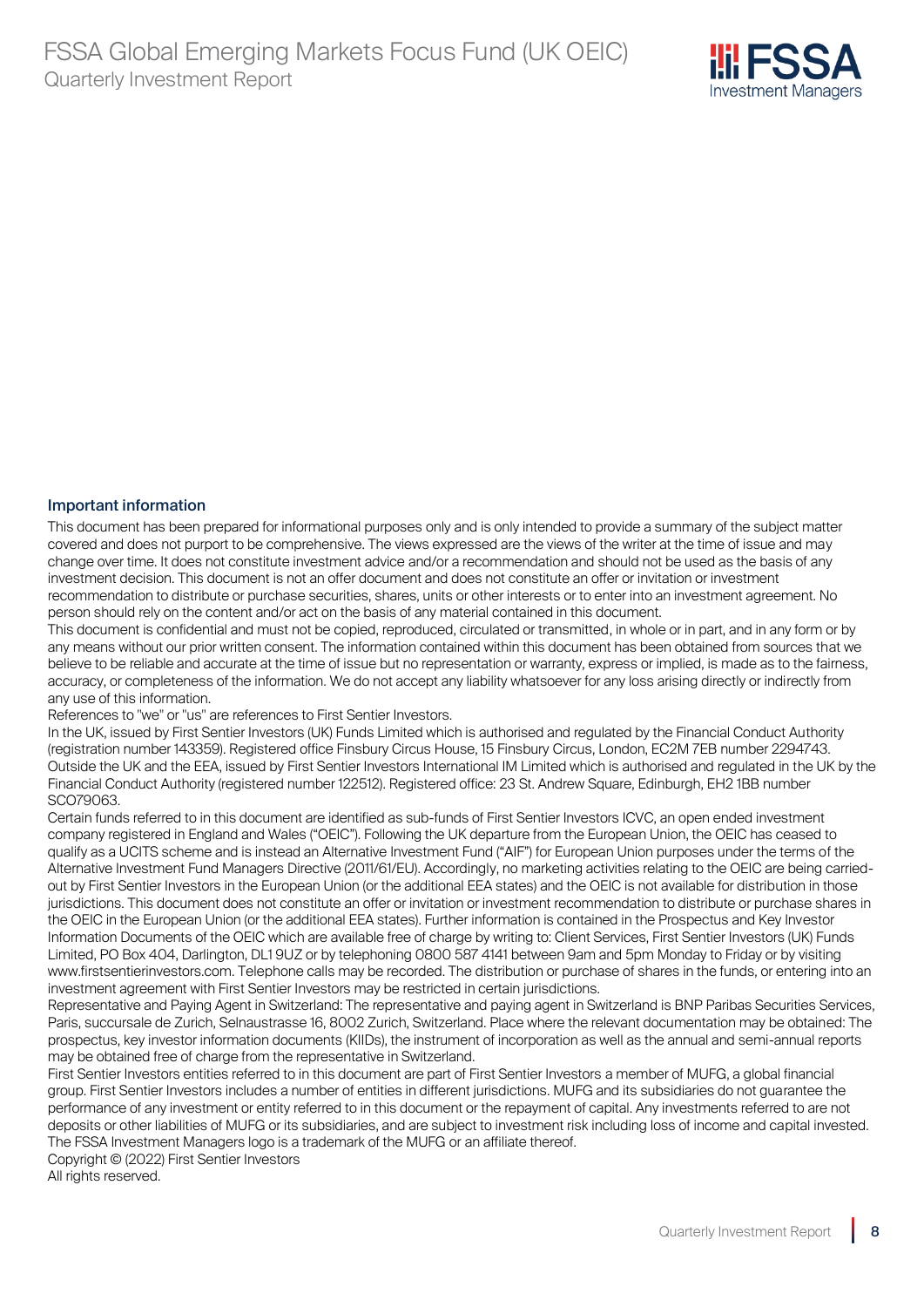## Important information

This document has been prepared for informational purposes only and is only intended to provide a summary of the subject matter covered and does not purport to be comprehensive. The views expressed are the views of the writer at the time of issue and may change over time. It does not constitute investment advice and/or a recommendation and should not be used as the basis of any investment decision. This document is not an offer document and does not constitute an offer or invitation or investment recommendation to distribute or purchase securities, shares, units or other interests or to enter into an investment agreement. No person should rely on the content and/or act on the basis of any material contained in this document.

This document is confidential and must not be copied, reproduced, circulated or transmitted, in whole or in part, and in any form or by any means without our prior written consent. The information contained within this document has been obtained from sources that we believe to be reliable and accurate at the time of issue but no representation or warranty, express or implied, is made as to the fairness, accuracy, or completeness of the information. We do not accept any liability whatsoever for any loss arising directly or indirectly from any use of this information.

References to "we" or "us" are references to First Sentier Investors.

In the UK, issued by First Sentier Investors (UK) Funds Limited which is authorised and regulated by the Financial Conduct Authority (registration number 143359). Registered office Finsbury Circus House, 15 Finsbury Circus, London, EC2M 7EB number 2294743. Outside the UK and the EEA, issued by First Sentier Investors International IM Limited which is authorised and regulated in the UK by the Financial Conduct Authority (registered number 122512). Registered office: 23 St. Andrew Square, Edinburgh, EH2 1BB number SCO79063.

Certain funds referred to in this document are identified as sub-funds of First Sentier Investors ICVC, an open ended investment company registered in England and Wales ("OEIC"). Following the UK departure from the European Union, the OEIC has ceased to qualify as a UCITS scheme and is instead an Alternative Investment Fund ("AIF") for European Union purposes under the terms of the Alternative Investment Fund Managers Directive (2011/61/EU). Accordingly, no marketing activities relating to the OEIC are being carried-out by First Sentier Investors in the European Union (or the additional EEA states) and the OEIC is not available for distribution in those jurisdictions. This document does not constitute an offer or invitation or investment recommendation to distribute or purchase shares in the OEIC in the European Union (or the additional EEA states). Further information is contained in the Prospectus and Key Investor Information Documents of the OEIC which are available free of charge by writing to: Client Services, First Sentier Investors (UK) Funds Limited, PO Box 404, Darlington, DL1 9UZ or by telephoning 0800 587 4141 between 9am and 5pm Monday to Friday or by visiting www.firstsentierinvestors.com. Telephone calls may be recorded. The distribution or purchase of shares in the funds, or entering into an investment agreement with First Sentier Investors may be restricted in certain jurisdictions.

Representative and Paying Agent in Switzerland: The representative and paying agent in Switzerland is BNP Paribas Securities Services, Paris, succursale de Zurich, Selnaustrasse 16, 8002 Zurich, Switzerland. Place where the relevant documentation may be obtained: The prospectus, key investor information documents (KIIDs), the instrument of incorporation as well as the annual and semi-annual reports may be obtained free of charge from the representative in Switzerland.

First Sentier Investors entities referred to in this document are part of First Sentier Investors a member of MUFG, a global financial group. First Sentier Investors includes a number of entities in different jurisdictions. MUFG and its subsidiaries do not guarantee the performance of any investment or entity referred to in this document or the repayment of capital. Any investments referred to are not deposits or other liabilities of MUFG or its subsidiaries, and are subject to investment risk including loss of income and capital invested. The FSSA Investment Managers logo is a trademark of the MUFG or an affiliate thereof.

Copyright © (2022) First Sentier Investors

All rights reserved.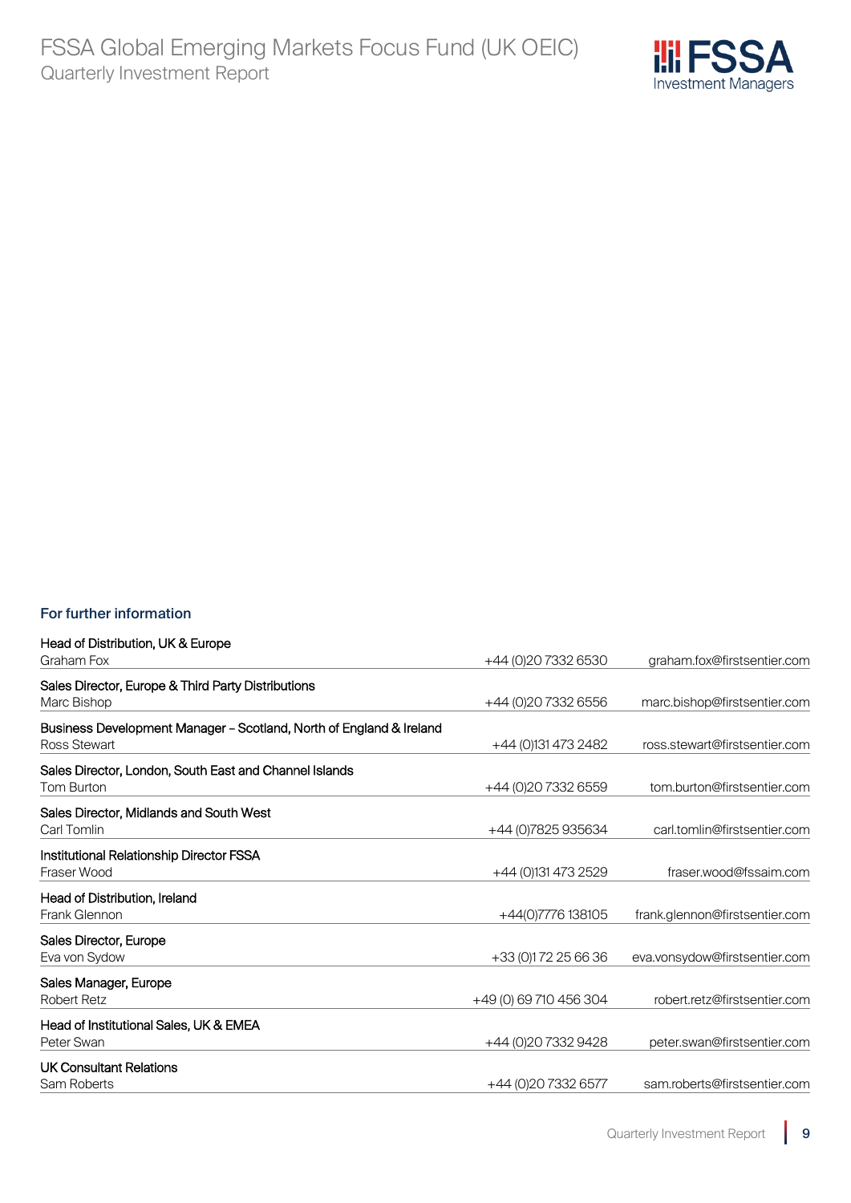## For further information

| | | |
|---|---|---|
| **Head of Distribution, UK & Europe**<br>Graham Fox | +44 (0)20 7332 6530 | graham.fox@firstsentier.com |
| **Sales Director, Europe & Third Party Distributions**<br>Marc Bishop | +44 (0)20 7332 6556 | marc.bishop@firstsentier.com |
| **Business Development Manager – Scotland, North of England & Ireland**<br>Ross Stewart | +44 (0)131 473 2482 | ross.stewart@firstsentier.com |
| **Sales Director, London, South East and Channel Islands**<br>Tom Burton | +44 (0)20 7332 6559 | tom.burton@firstsentier.com |
| **Sales Director, Midlands and South West**<br>Carl Tomlin | +44 (0)7825 935634 | carl.tomlin@firstsentier.com |
| **Institutional Relationship Director FSSA**<br>Fraser Wood | +44 (0)131 473 2529 | fraser.wood@fssaim.com |
| **Head of Distribution, Ireland**<br>Frank Glennon | +44(0)7776 138105 | frank.glennon@firstsentier.com |
| **Sales Director, Europe**<br>Eva von Sydow | +33 (0)1 72 25 66 36 | eva.vonsydow@firstsentier.com |
| **Sales Manager, Europe**<br>Robert Retz | +49 (0) 69 710 456 304 | robert.retz@firstsentier.com |
| **Head of Institutional Sales, UK & EMEA**<br>Peter Swan | +44 (0)20 7332 9428 | peter.swan@firstsentier.com |
| **UK Consultant Relations**<br>Sam Roberts | +44 (0)20 7332 6577 | sam.roberts@firstsentier.com |